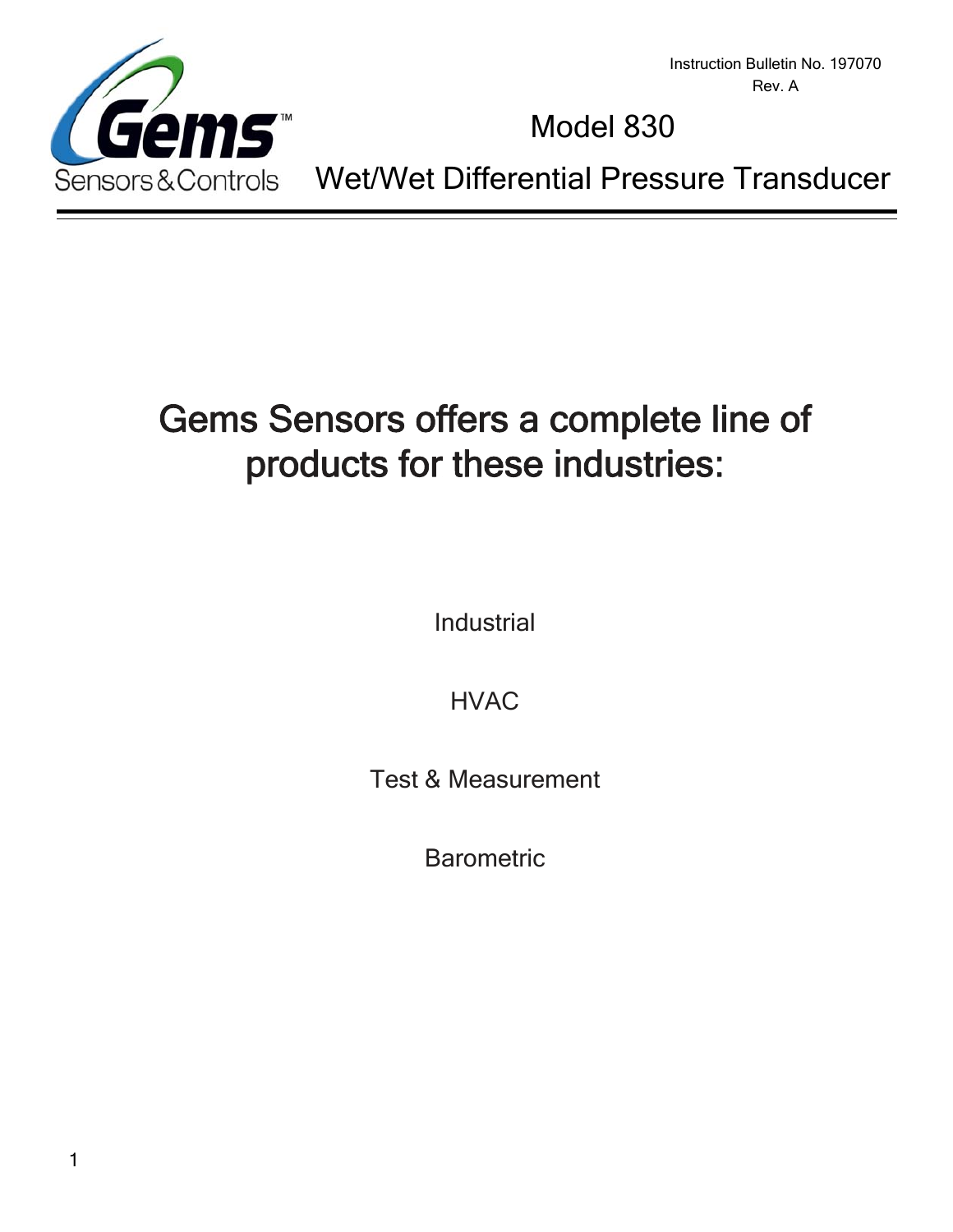Instruction Bulletin No. 197070
Rev. A

# Model 830

# Wet/Wet Differential Pressure Transducer

## Gems Sensors offers a complete line of products for these industries:

Industrial

HVAC

Test & Measurement

Barometric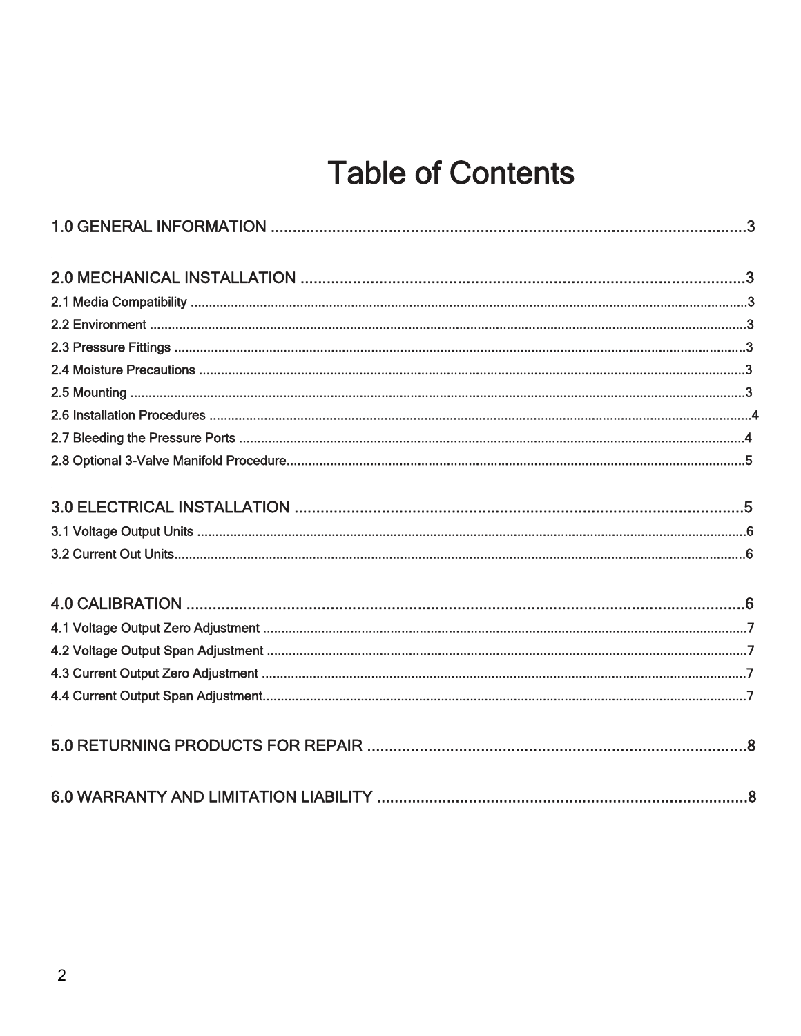# Table of Contents

1.0 GENERAL INFORMATION ..................................................3

2.0 MECHANICAL INSTALLATION ..................................................3

2.1 Media Compatibility ..................................................3

2.2 Environment ..................................................3

2.3 Pressure Fittings ..................................................3

2.4 Moisture Precautions ..................................................3

2.5 Mounting ..................................................3

2.6 Installation Procedures ..................................................4

2.7 Bleeding the Pressure Ports ..................................................4

2.8 Optional 3-Valve Manifold Procedure..................................................5

3.0 ELECTRICAL INSTALLATION ..................................................5

3.1 Voltage Output Units ..................................................6

3.2 Current Out Units..................................................6

4.0 CALIBRATION ..................................................6

4.1 Voltage Output Zero Adjustment ..................................................7

4.2 Voltage Output Span Adjustment ..................................................7

4.3 Current Output Zero Adjustment ..................................................7

4.4 Current Output Span Adjustment..................................................7

5.0 RETURNING PRODUCTS FOR REPAIR ..................................................8

6.0 WARRANTY AND LIMITATION LIABILITY ..................................................8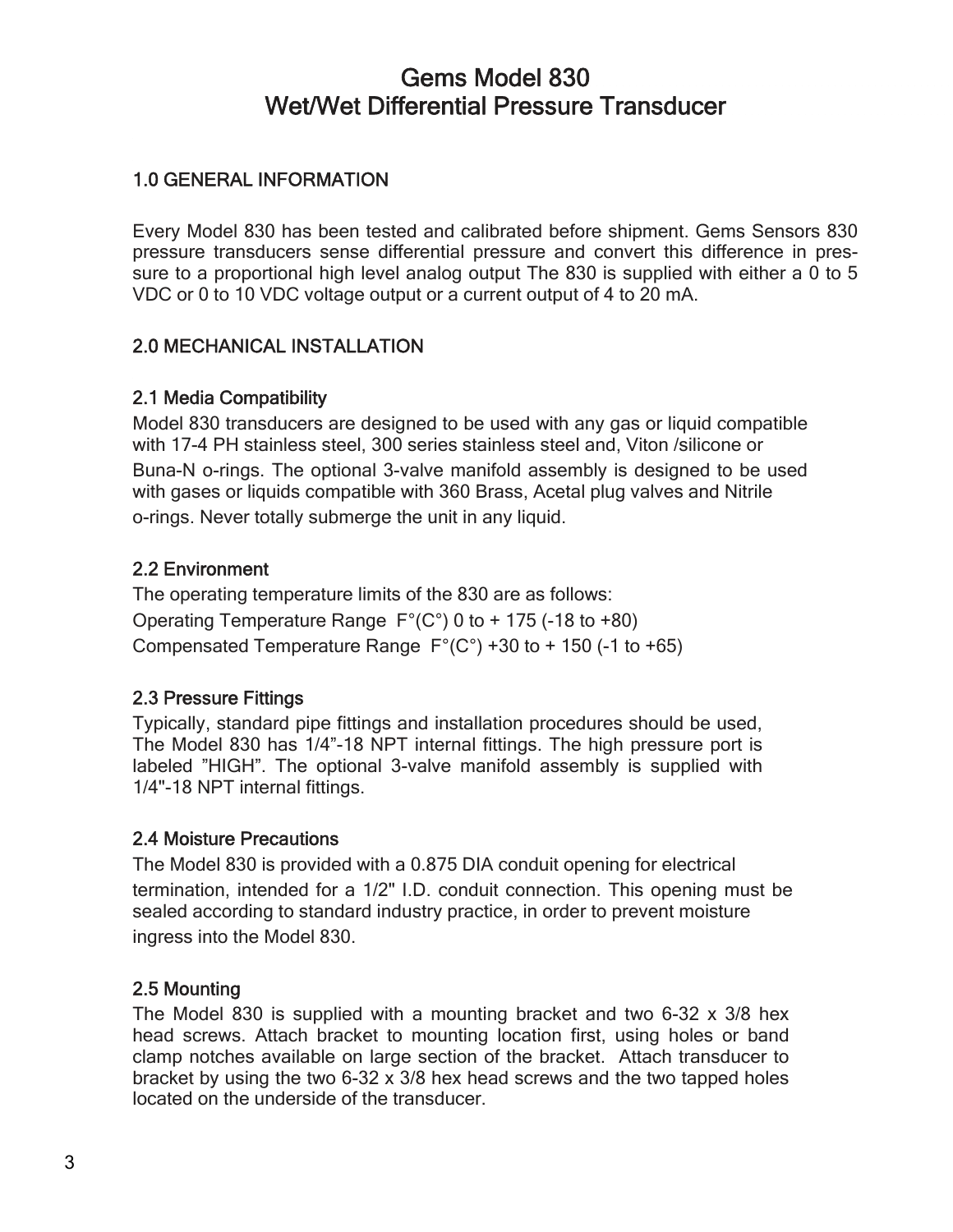# Gems Model 830
# Wet/Wet Differential Pressure Transducer

## 1.0 GENERAL INFORMATION

Every Model 830 has been tested and calibrated before shipment. Gems Sensors 830 pressure transducers sense differential pressure and convert this difference in pressure to a proportional high level analog output The 830 is supplied with either a 0 to 5 VDC or 0 to 10 VDC voltage output or a current output of 4 to 20 mA.

## 2.0 MECHANICAL INSTALLATION

### 2.1 Media Compatibility

Model 830 transducers are designed to be used with any gas or liquid compatible with 17-4 PH stainless steel, 300 series stainless steel and, Viton /silicone or Buna-N o-rings. The optional 3-valve manifold assembly is designed to be used with gases or liquids compatible with 360 Brass, Acetal plug valves and Nitrile o-rings. Never totally submerge the unit in any liquid.

### 2.2 Environment

The operating temperature limits of the 830 are as follows:

Operating Temperature Range F°(C°) 0 to + 175 (-18 to +80)

Compensated Temperature Range F°(C°) +30 to + 150 (-1 to +65)

### 2.3 Pressure Fittings

Typically, standard pipe fittings and installation procedures should be used, The Model 830 has 1/4"-18 NPT internal fittings. The high pressure port is labeled "HIGH". The optional 3-valve manifold assembly is supplied with 1/4"-18 NPT internal fittings.

### 2.4 Moisture Precautions

The Model 830 is provided with a 0.875 DIA conduit opening for electrical termination, intended for a 1/2" I.D. conduit connection. This opening must be sealed according to standard industry practice, in order to prevent moisture ingress into the Model 830.

### 2.5 Mounting

The Model 830 is supplied with a mounting bracket and two 6-32 x 3/8 hex head screws. Attach bracket to mounting location first, using holes or band clamp notches available on large section of the bracket. Attach transducer to bracket by using the two 6-32 x 3/8 hex head screws and the two tapped holes located on the underside of the transducer.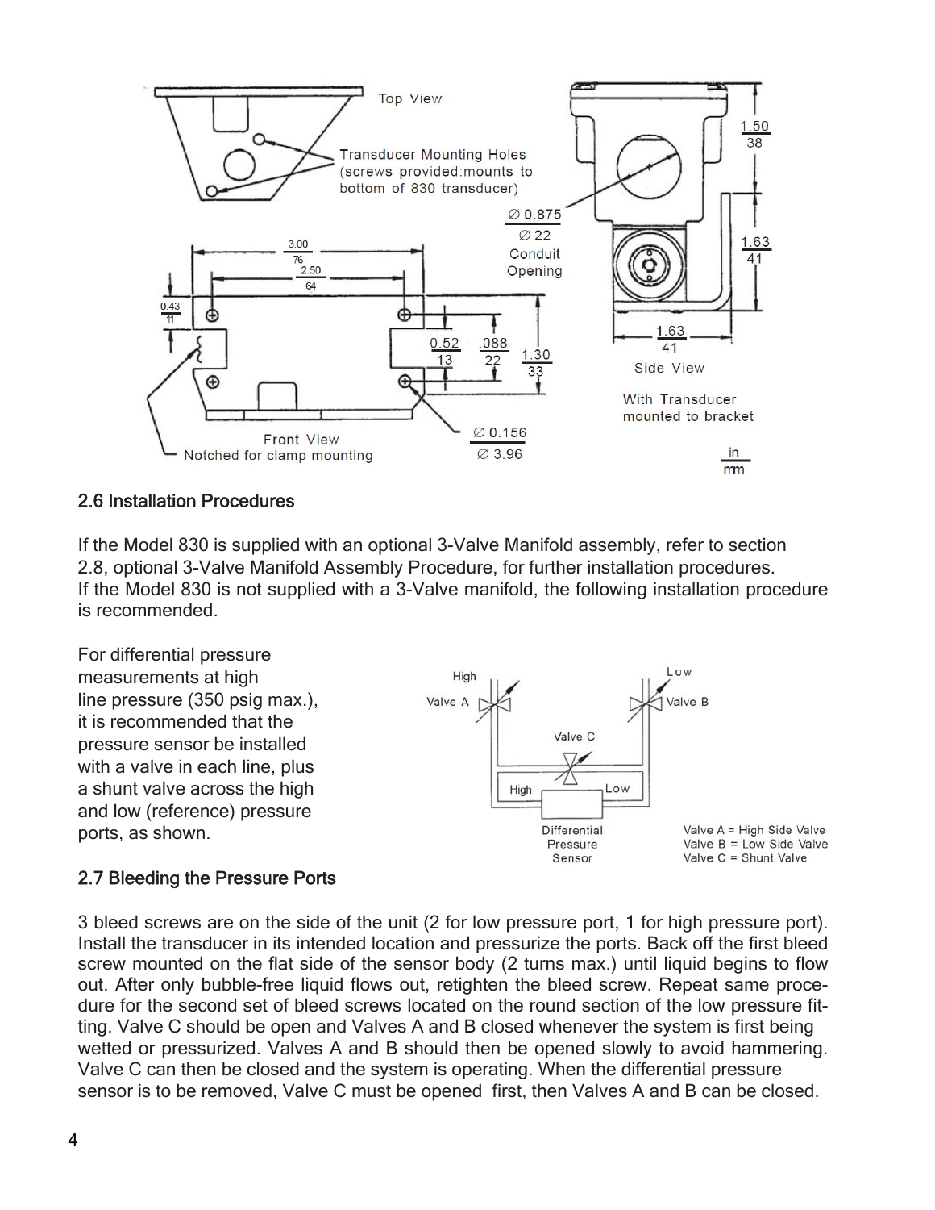## 2.6 Installation Procedures

If the Model 830 is supplied with an optional 3-Valve Manifold assembly, refer to section 2.8, optional 3-Valve Manifold Assembly Procedure, for further installation procedures.
If the Model 830 is not supplied with a 3-Valve manifold, the following installation procedure is recommended.

For differential pressure measurements at high line pressure (350 psig max.), it is recommended that the pressure sensor be installed with a valve in each line, plus a shunt valve across the high and low (reference) pressure ports, as shown.

Valve A = High Side Valve
Valve B = Low Side Valve
Valve C = Shunt Valve

## 2.7 Bleeding the Pressure Ports

3 bleed screws are on the side of the unit (2 for low pressure port, 1 for high pressure port). Install the transducer in its intended location and pressurize the ports. Back off the first bleed screw mounted on the flat side of the sensor body (2 turns max.) until liquid begins to flow out. After only bubble-free liquid flows out, retighten the bleed screw. Repeat same procedure for the second set of bleed screws located on the round section of the low pressure fitting. Valve C should be open and Valves A and B closed whenever the system is first being wetted or pressurized. Valves A and B should then be opened slowly to avoid hammering. Valve C can then be closed and the system is operating. When the differential pressure sensor is to be removed, Valve C must be opened first, then Valves A and B can be closed.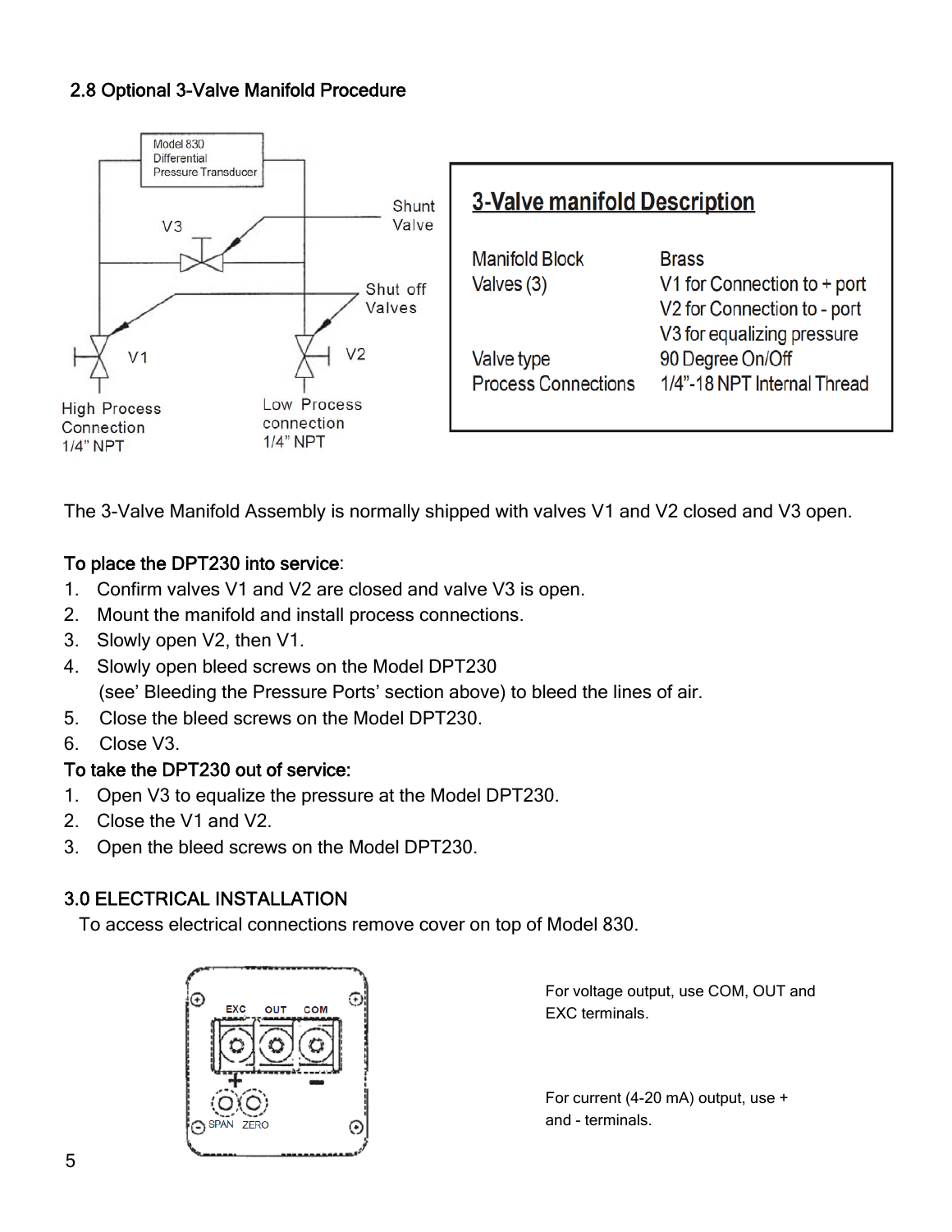## 2.8 Optional 3-Valve Manifold Procedure

| 3-Valve manifold Description | |
|---|---|
| Manifold Block | Brass |
| Valves (3) | V1 for Connection to + port |
| | V2 for Connection to - port |
| | V3 for equalizing pressure |
| Valve type | 90 Degree On/Off |
| Process Connections | 1/4"-18 NPT Internal Thread |

The 3-Valve Manifold Assembly is normally shipped with valves V1 and V2 closed and V3 open.

**To place the DPT230 into service:**

1. Confirm valves V1 and V2 are closed and valve V3 is open.
2. Mount the manifold and install process connections.
3. Slowly open V2, then V1.
4. Slowly open bleed screws on the Model DPT230 (see' Bleeding the Pressure Ports' section above) to bleed the lines of air.
5. Close the bleed screws on the Model DPT230.
6. Close V3.

**To take the DPT230 out of service:**

1. Open V3 to equalize the pressure at the Model DPT230.
2. Close the V1 and V2.
3. Open the bleed screws on the Model DPT230.

## 3.0 ELECTRICAL INSTALLATION

To access electrical connections remove cover on top of Model 830.

For voltage output, use COM, OUT and EXC terminals.

For current (4-20 mA) output, use + and - terminals.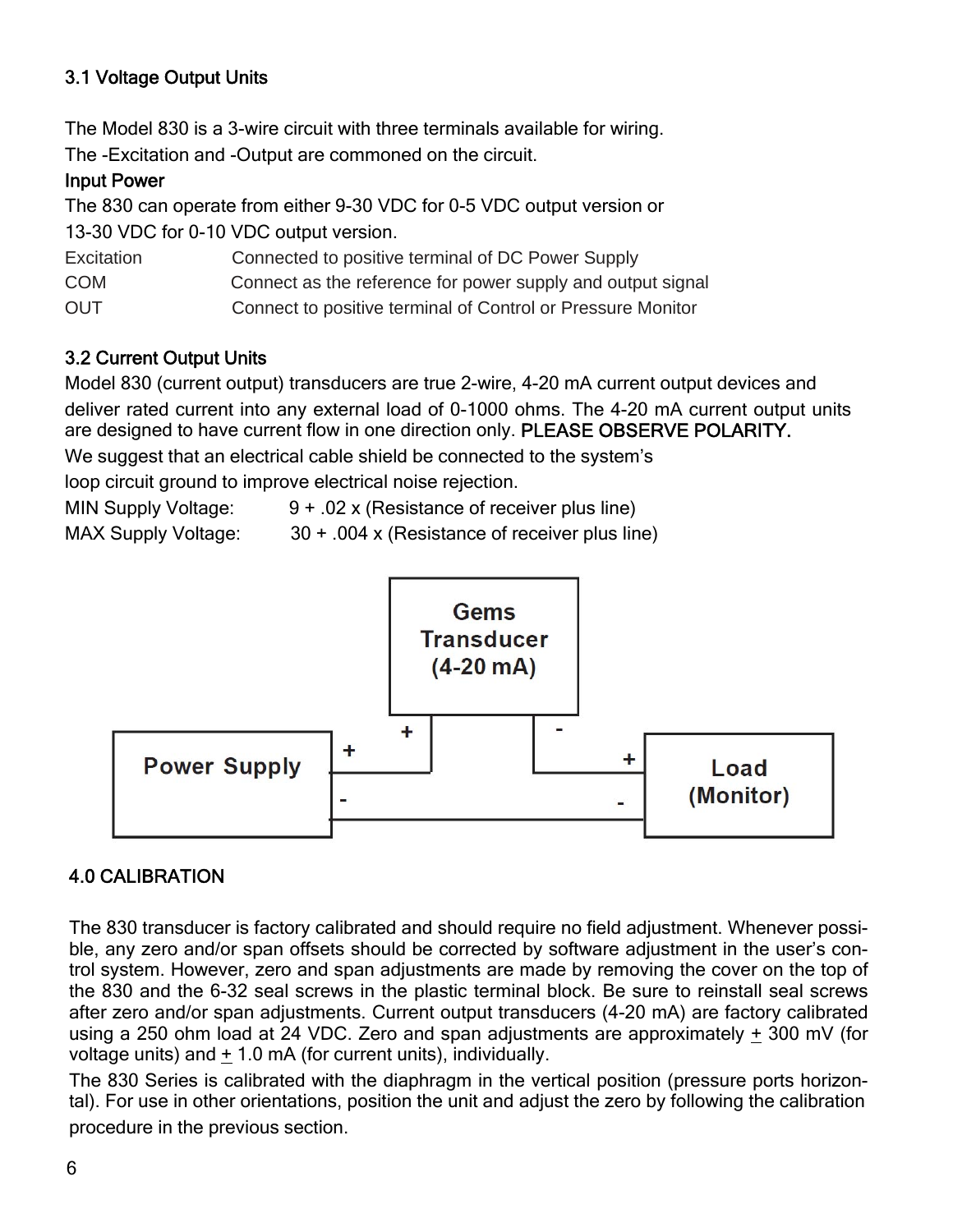### 3.1 Voltage Output Units

The Model 830 is a 3-wire circuit with three terminals available for wiring.
The -Excitation and -Output are commoned on the circuit.

**Input Power**

The 830 can operate from either 9-30 VDC for 0-5 VDC output version or
13-30 VDC for 0-10 VDC output version.

| | |
|---|---|
| Excitation | Connected to positive terminal of DC Power Supply |
| COM | Connect as the reference for power supply and output signal |
| OUT | Connect to positive terminal of Control or Pressure Monitor |

### 3.2 Current Output Units

Model 830 (current output) transducers are true 2-wire, 4-20 mA current output devices and deliver rated current into any external load of 0-1000 ohms. The 4-20 mA current output units are designed to have current flow in one direction only. PLEASE OBSERVE POLARITY.

We suggest that an electrical cable shield be connected to the system's loop circuit ground to improve electrical noise rejection.

MIN Supply Voltage: 9 + .02 x (Resistance of receiver plus line)
MAX Supply Voltage: 30 + .004 x (Resistance of receiver plus line)

Gems Transducer (4-20 mA)

Power Supply + — + Transducer — − Load (Monitor) +

Power Supply − — − Load (Monitor)

### 4.0 CALIBRATION

The 830 transducer is factory calibrated and should require no field adjustment. Whenever possible, any zero and/or span offsets should be corrected by software adjustment in the user's control system. However, zero and span adjustments are made by removing the cover on the top of the 830 and the 6-32 seal screws in the plastic terminal block. Be sure to reinstall seal screws after zero and/or span adjustments. Current output transducers (4-20 mA) are factory calibrated using a 250 ohm load at 24 VDC. Zero and span adjustments are approximately ± 300 mV (for voltage units) and ± 1.0 mA (for current units), individually.

The 830 Series is calibrated with the diaphragm in the vertical position (pressure ports horizontal). For use in other orientations, position the unit and adjust the zero by following the calibration procedure in the previous section.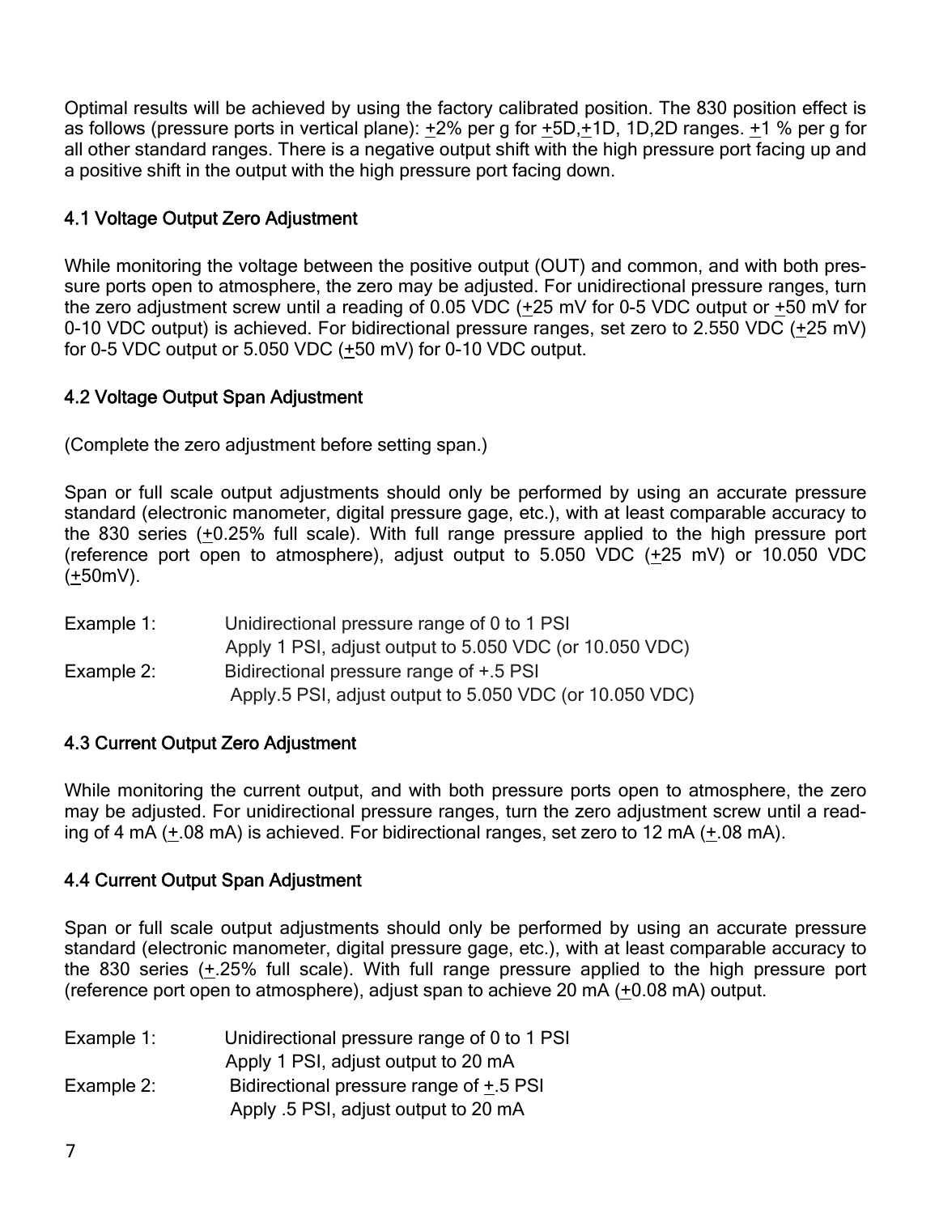Optimal results will be achieved by using the factory calibrated position. The 830 position effect is as follows (pressure ports in vertical plane): ±2% per g for ±5D,±1D, 1D,2D ranges. ±1 % per g for all other standard ranges. There is a negative output shift with the high pressure port facing up and a positive shift in the output with the high pressure port facing down.

### 4.1 Voltage Output Zero Adjustment

While monitoring the voltage between the positive output (OUT) and common, and with both pressure ports open to atmosphere, the zero may be adjusted. For unidirectional pressure ranges, turn the zero adjustment screw until a reading of 0.05 VDC (±25 mV for 0-5 VDC output or ±50 mV for 0-10 VDC output) is achieved. For bidirectional pressure ranges, set zero to 2.550 VDC (±25 mV) for 0-5 VDC output or 5.050 VDC (±50 mV) for 0-10 VDC output.

### 4.2 Voltage Output Span Adjustment

(Complete the zero adjustment before setting span.)

Span or full scale output adjustments should only be performed by using an accurate pressure standard (electronic manometer, digital pressure gage, etc.), with at least comparable accuracy to the 830 series (±0.25% full scale). With full range pressure applied to the high pressure port (reference port open to atmosphere), adjust output to 5.050 VDC (±25 mV) or 10.050 VDC (±50mV).

Example 1: Unidirectional pressure range of 0 to 1 PSI
Apply 1 PSI, adjust output to 5.050 VDC (or 10.050 VDC)

Example 2: Bidirectional pressure range of +.5 PSI
Apply.5 PSI, adjust output to 5.050 VDC (or 10.050 VDC)

### 4.3 Current Output Zero Adjustment

While monitoring the current output, and with both pressure ports open to atmosphere, the zero may be adjusted. For unidirectional pressure ranges, turn the zero adjustment screw until a reading of 4 mA (±.08 mA) is achieved. For bidirectional ranges, set zero to 12 mA (±.08 mA).

### 4.4 Current Output Span Adjustment

Span or full scale output adjustments should only be performed by using an accurate pressure standard (electronic manometer, digital pressure gage, etc.), with at least comparable accuracy to the 830 series (±.25% full scale). With full range pressure applied to the high pressure port (reference port open to atmosphere), adjust span to achieve 20 mA (±0.08 mA) output.

Example 1: Unidirectional pressure range of 0 to 1 PSI
Apply 1 PSI, adjust output to 20 mA

Example 2: Bidirectional pressure range of ±.5 PSI
Apply .5 PSI, adjust output to 20 mA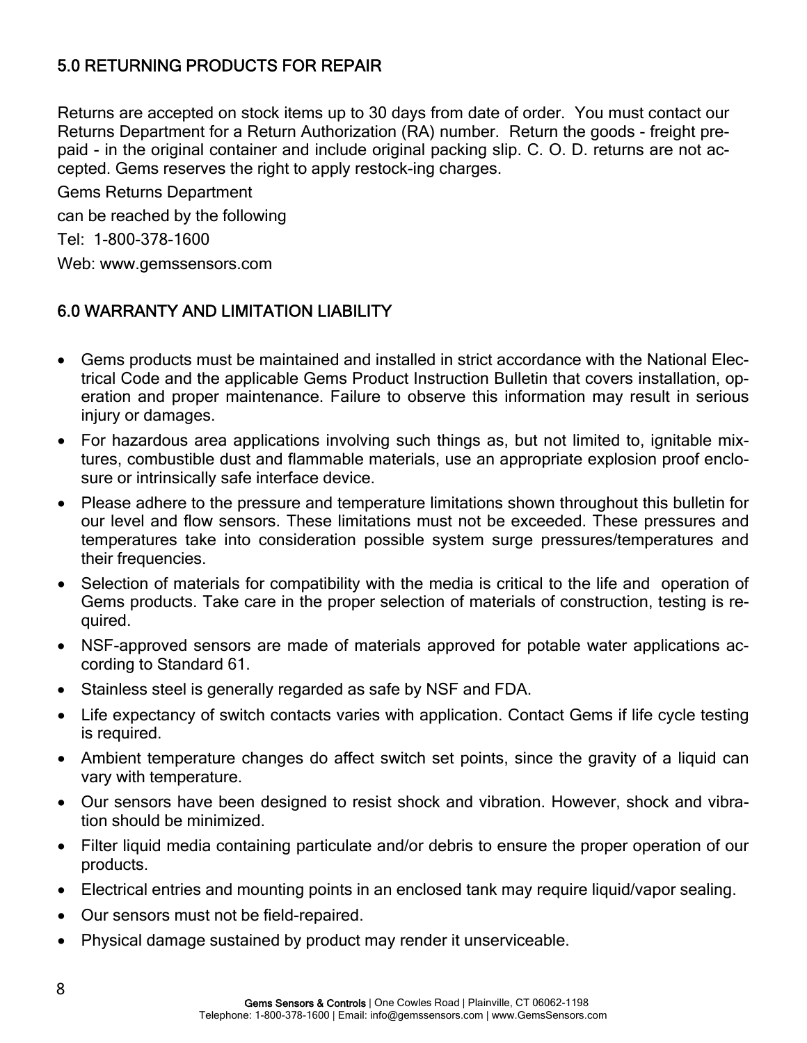## 5.0 RETURNING PRODUCTS FOR REPAIR

Returns are accepted on stock items up to 30 days from date of order. You must contact our Returns Department for a Return Authorization (RA) number. Return the goods - freight pre-paid - in the original container and include original packing slip. C. O. D. returns are not accepted. Gems reserves the right to apply restock-ing charges.

Gems Returns Department

can be reached by the following

Tel: 1-800-378-1600

Web: www.gemssensors.com

## 6.0 WARRANTY AND LIMITATION LIABILITY

- Gems products must be maintained and installed in strict accordance with the National Electrical Code and the applicable Gems Product Instruction Bulletin that covers installation, operation and proper maintenance. Failure to observe this information may result in serious injury or damages.
- For hazardous area applications involving such things as, but not limited to, ignitable mixtures, combustible dust and flammable materials, use an appropriate explosion proof enclosure or intrinsically safe interface device.
- Please adhere to the pressure and temperature limitations shown throughout this bulletin for our level and flow sensors. These limitations must not be exceeded. These pressures and temperatures take into consideration possible system surge pressures/temperatures and their frequencies.
- Selection of materials for compatibility with the media is critical to the life and operation of Gems products. Take care in the proper selection of materials of construction, testing is required.
- NSF-approved sensors are made of materials approved for potable water applications according to Standard 61.
- Stainless steel is generally regarded as safe by NSF and FDA.
- Life expectancy of switch contacts varies with application. Contact Gems if life cycle testing is required.
- Ambient temperature changes do affect switch set points, since the gravity of a liquid can vary with temperature.
- Our sensors have been designed to resist shock and vibration. However, shock and vibration should be minimized.
- Filter liquid media containing particulate and/or debris to ensure the proper operation of our products.
- Electrical entries and mounting points in an enclosed tank may require liquid/vapor sealing.
- Our sensors must not be field-repaired.
- Physical damage sustained by product may render it unserviceable.